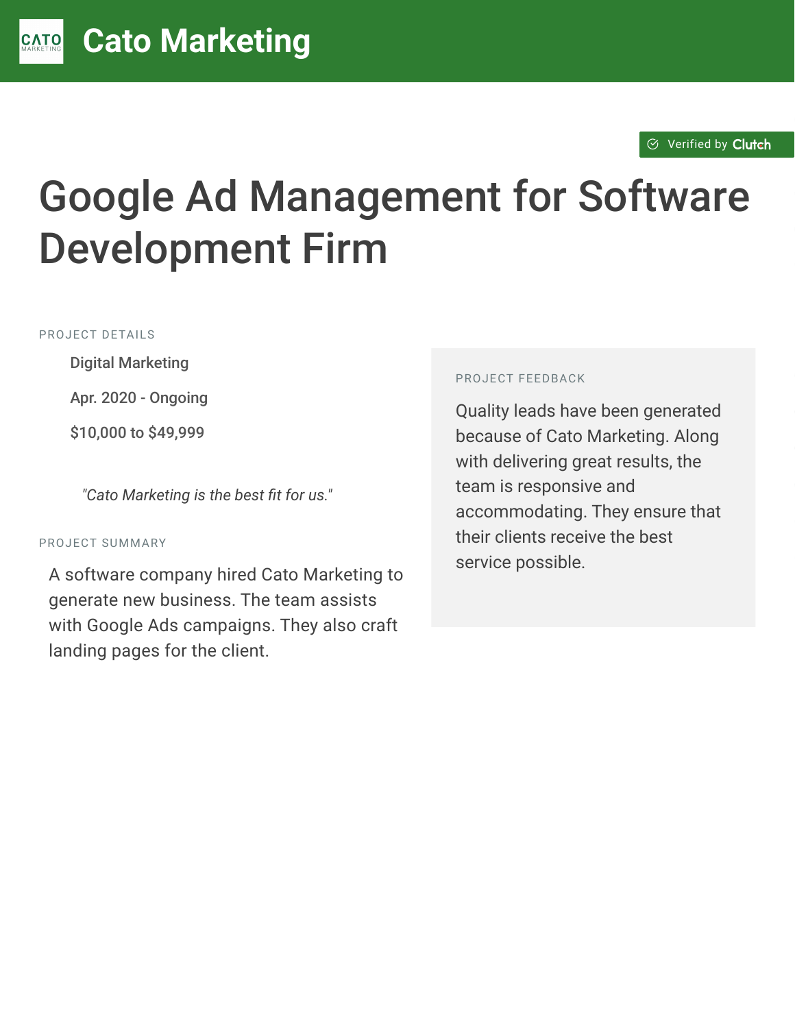# Cato Marketing

Verified by Clutch

## Google Ad Management for Software Development Firm

PROJECT DETAILS

- Digital Marketing
- Apr. 2020 - Ongoing
- $10,000 to $49,999

*"Cato Marketing is the best fit for us."*

PROJECT SUMMARY

A software company hired Cato Marketing to generate new business. The team assists with Google Ads campaigns. They also craft landing pages for the client.

PROJECT FEEDBACK

Quality leads have been generated because of Cato Marketing. Along with delivering great results, the team is responsive and accommodating. They ensure that their clients receive the best service possible.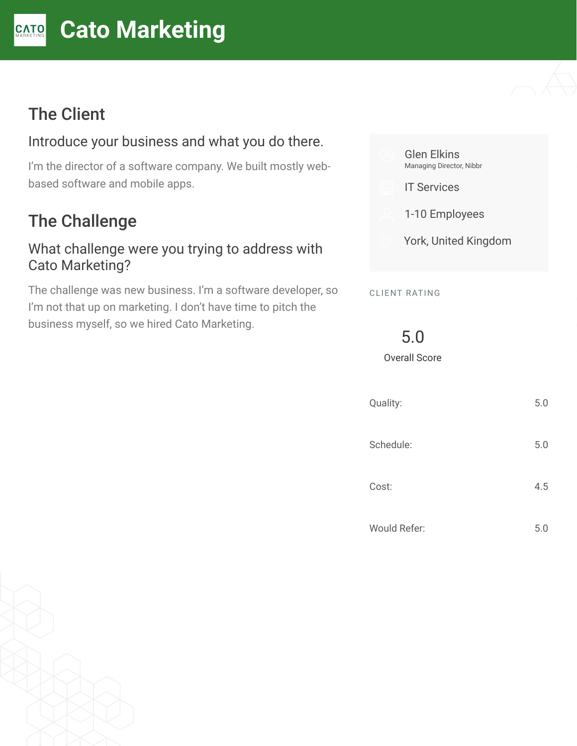# Cato Marketing

## The Client

### Introduce your business and what you do there.

I'm the director of a software company. We built mostly web-based software and mobile apps.

## The Challenge

### What challenge were you trying to address with Cato Marketing?

The challenge was new business. I'm a software developer, so I'm not that up on marketing. I don't have time to pitch the business myself, so we hired Cato Marketing.

Glen Elkins
Managing Director, Nibbr

IT Services

1-10 Employees

York, United Kingdom

CLIENT RATING

5.0
Overall Score

| | |
|---|---|
| Quality: | 5.0 |
| Schedule: | 5.0 |
| Cost: | 4.5 |
| Would Refer: | 5.0 |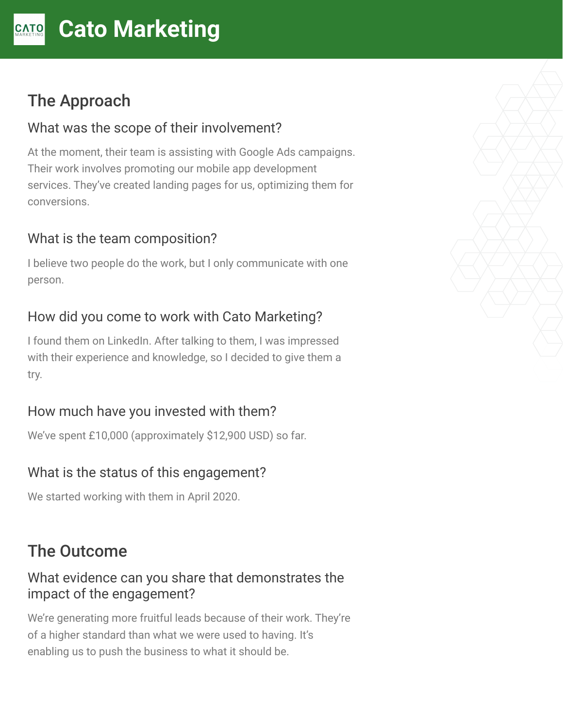# Cato Marketing

## The Approach

### What was the scope of their involvement?

At the moment, their team is assisting with Google Ads campaigns. Their work involves promoting our mobile app development services. They've created landing pages for us, optimizing them for conversions.

### What is the team composition?

I believe two people do the work, but I only communicate with one person.

### How did you come to work with Cato Marketing?

I found them on LinkedIn. After talking to them, I was impressed with their experience and knowledge, so I decided to give them a try.

### How much have you invested with them?

We've spent £10,000 (approximately $12,900 USD) so far.

### What is the status of this engagement?

We started working with them in April 2020.

## The Outcome

### What evidence can you share that demonstrates the impact of the engagement?

We're generating more fruitful leads because of their work. They're of a higher standard than what we were used to having. It's enabling us to push the business to what it should be.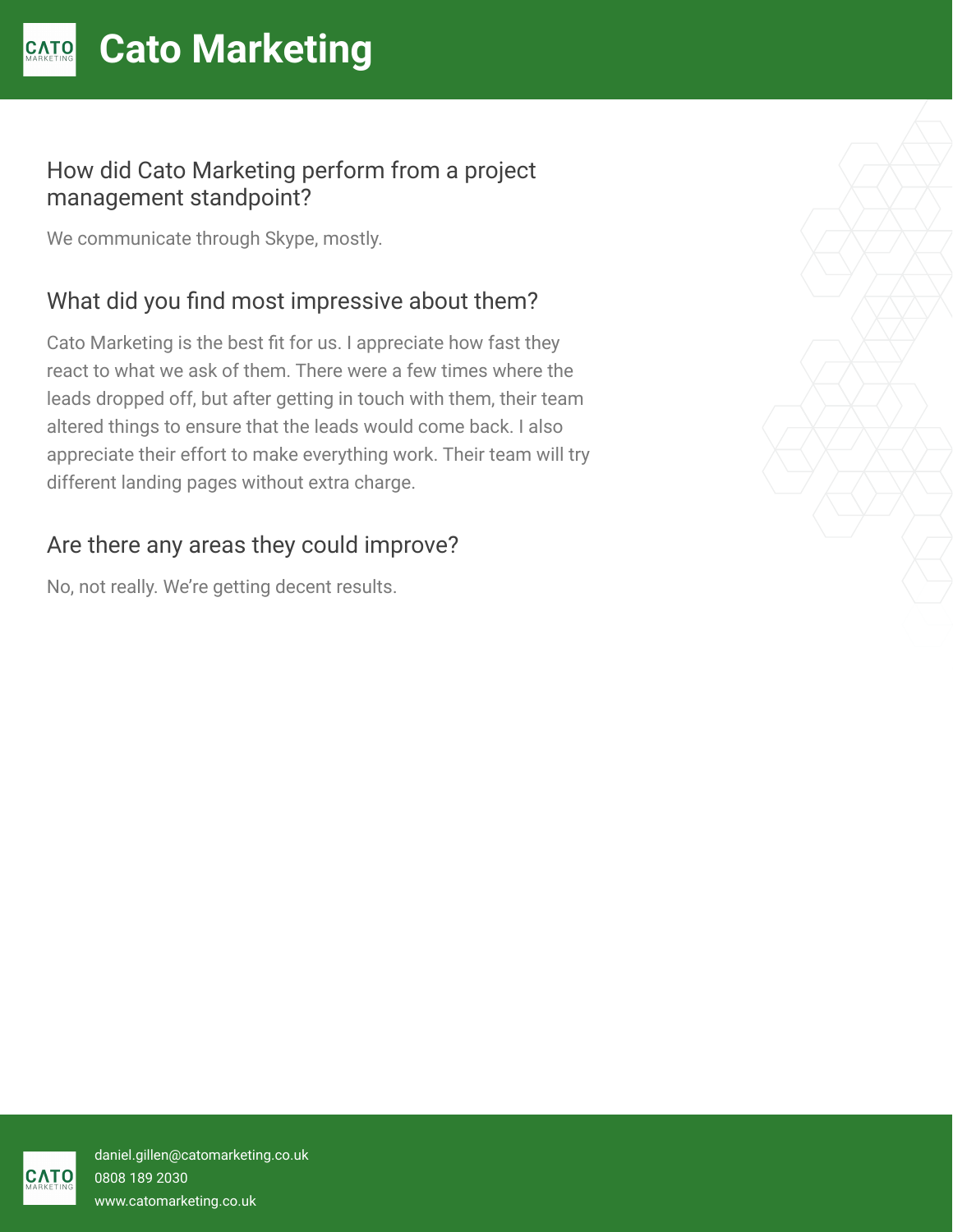# Cato Marketing

## How did Cato Marketing perform from a project management standpoint?

We communicate through Skype, mostly.

## What did you find most impressive about them?

Cato Marketing is the best fit for us. I appreciate how fast they react to what we ask of them. There were a few times where the leads dropped off, but after getting in touch with them, their team altered things to ensure that the leads would come back. I also appreciate their effort to make everything work. Their team will try different landing pages without extra charge.

## Are there any areas they could improve?

No, not really. We're getting decent results.

daniel.gillen@catomarketing.co.uk
0808 189 2030
www.catomarketing.co.uk